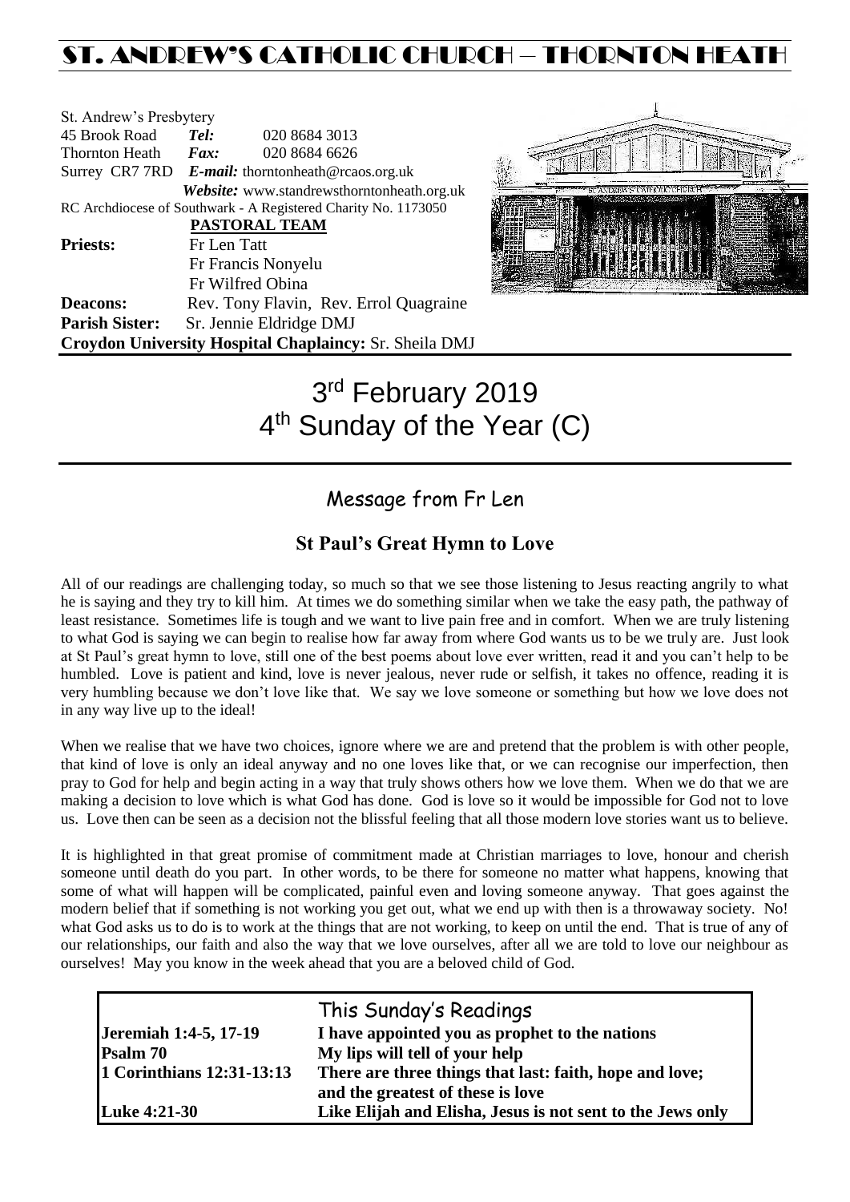# ST. ANDREW'S CATHOLIC CHURCH – THORNTON HEATH

St. Andrew's Presbytery
45 Brook Road *Tel:* 020 8684 3013
Thornton Heath *Fax:* 020 8684 6626
Surrey CR7 7RD *E-mail:* thorntonheath@rcaos.org.uk
*Website:* www.standrewsthorntonheath.org.uk
RC Archdiocese of Southwark - A Registered Charity No. 1173050

**PASTORAL TEAM**

**Priests:** Fr Len Tatt
Fr Francis Nonyelu
Fr Wilfred Obina
**Deacons:** Rev. Tony Flavin, Rev. Errol Quagraine
**Parish Sister:** Sr. Jennie Eldridge DMJ
**Croydon University Hospital Chaplaincy:** Sr. Sheila DMJ

# 3rd February 2019
# 4th Sunday of the Year (C)

## Message from Fr Len

### St Paul's Great Hymn to Love

All of our readings are challenging today, so much so that we see those listening to Jesus reacting angrily to what he is saying and they try to kill him. At times we do something similar when we take the easy path, the pathway of least resistance. Sometimes life is tough and we want to live pain free and in comfort. When we are truly listening to what God is saying we can begin to realise how far away from where God wants us to be we truly are. Just look at St Paul's great hymn to love, still one of the best poems about love ever written, read it and you can't help to be humbled. Love is patient and kind, love is never jealous, never rude or selfish, it takes no offence, reading it is very humbling because we don't love like that. We say we love someone or something but how we love does not in any way live up to the ideal!

When we realise that we have two choices, ignore where we are and pretend that the problem is with other people, that kind of love is only an ideal anyway and no one loves like that, or we can recognise our imperfection, then pray to God for help and begin acting in a way that truly shows others how we love them. When we do that we are making a decision to love which is what God has done. God is love so it would be impossible for God not to love us. Love then can be seen as a decision not the blissful feeling that all those modern love stories want us to believe.

It is highlighted in that great promise of commitment made at Christian marriages to love, honour and cherish someone until death do you part. In other words, to be there for someone no matter what happens, knowing that some of what will happen will be complicated, painful even and loving someone anyway. That goes against the modern belief that if something is not working you get out, what we end up with then is a throwaway society. No! what God asks us to do is to work at the things that are not working, to keep on until the end. That is true of any of our relationships, our faith and also the way that we love ourselves, after all we are told to love our neighbour as ourselves! May you know in the week ahead that you are a beloved child of God.

## This Sunday's Readings

| | |
|---|---|
| **Jeremiah 1:4-5, 17-19** | **I have appointed you as prophet to the nations** |
| **Psalm 70** | **My lips will tell of your help** |
| **1 Corinthians 12:31-13:13** | **There are three things that last: faith, hope and love; and the greatest of these is love** |
| **Luke 4:21-30** | **Like Elijah and Elisha, Jesus is not sent to the Jews only** |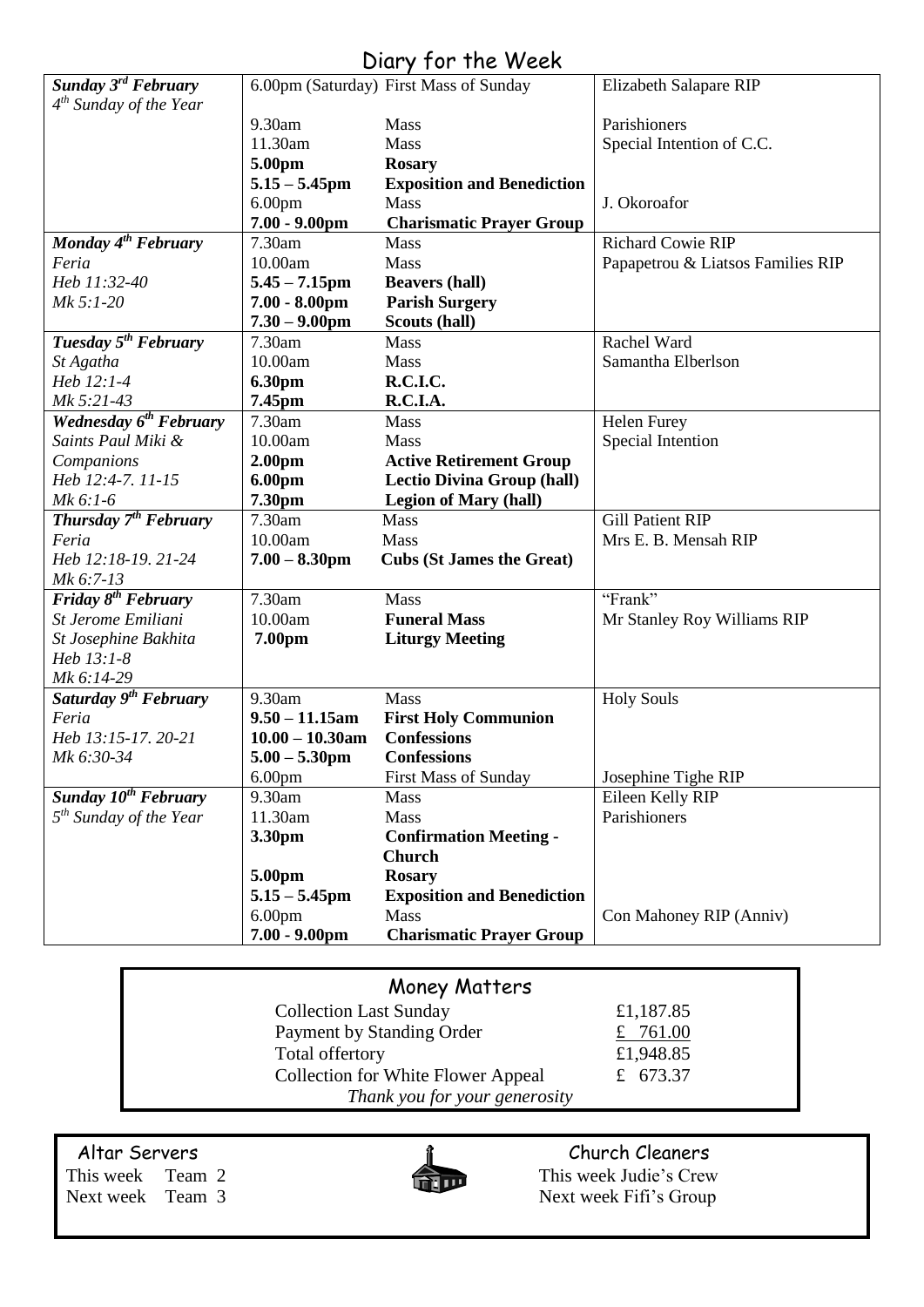# Diary for the Week

| | | | |
|---|---|---|---|
| ***Sunday 3rd February*** *4th Sunday of the Year* | 6.00pm (Saturday) | First Mass of Sunday | Elizabeth Salapare RIP |
| | 9.30am | Mass | Parishioners |
| | 11.30am | Mass | Special Intention of C.C. |
| | **5.00pm** | **Rosary** | |
| | **5.15 – 5.45pm** | **Exposition and Benediction** | |
| | 6.00pm | Mass | J. Okoroafor |
| | **7.00 - 9.00pm** | **Charismatic Prayer Group** | |
| ***Monday 4th February*** | 7.30am | Mass | Richard Cowie RIP |
| *Feria* | 10.00am | Mass | Papapetrou & Liatsos Families RIP |
| *Heb 11:32-40* | **5.45 – 7.15pm** | **Beavers (hall)** | |
| *Mk 5:1-20* | **7.00 - 8.00pm** | **Parish Surgery** | |
| | **7.30 – 9.00pm** | **Scouts (hall)** | |
| ***Tuesday 5th February*** | 7.30am | Mass | Rachel Ward |
| *St Agatha* | 10.00am | Mass | Samantha Elberlson |
| *Heb 12:1-4* | **6.30pm** | **R.C.I.C.** | |
| *Mk 5:21-43* | **7.45pm** | **R.C.I.A.** | |
| ***Wednesday 6th February*** | 7.30am | Mass | Helen Furey |
| *Saints Paul Miki & Companions* | 10.00am | Mass | Special Intention |
| | **2.00pm** | **Active Retirement Group** | |
| *Heb 12:4-7. 11-15* | **6.00pm** | **Lectio Divina Group (hall)** | |
| *Mk 6:1-6* | **7.30pm** | **Legion of Mary (hall)** | |
| ***Thursday 7th February*** | 7.30am | Mass | Gill Patient RIP |
| *Feria* | 10.00am | Mass | Mrs E. B. Mensah RIP |
| *Heb 12:18-19. 21-24* | **7.00 – 8.30pm** | **Cubs (St James the Great)** | |
| *Mk 6:7-13* | | | |
| ***Friday 8th February*** | 7.30am | Mass | "Frank" |
| *St Jerome Emiliani* | 10.00am | **Funeral Mass** | Mr Stanley Roy Williams RIP |
| *St Josephine Bakhita* | **7.00pm** | **Liturgy Meeting** | |
| *Heb 13:1-8* | | | |
| *Mk 6:14-29* | | | |
| ***Saturday 9th February*** | 9.30am | Mass | Holy Souls |
| *Feria* | **9.50 – 11.15am** | **First Holy Communion** | |
| *Heb 13:15-17. 20-21* | **10.00 – 10.30am** | **Confessions** | |
| *Mk 6:30-34* | **5.00 – 5.30pm** | **Confessions** | |
| | 6.00pm | First Mass of Sunday | Josephine Tighe RIP |
| ***Sunday 10th February*** | 9.30am | Mass | Eileen Kelly RIP |
| *5th Sunday of the Year* | 11.30am | Mass | Parishioners |
| | **3.30pm** | **Confirmation Meeting - Church** | |
| | **5.00pm** | **Rosary** | |
| | **5.15 – 5.45pm** | **Exposition and Benediction** | |
| | 6.00pm | Mass | Con Mahoney RIP (Anniv) |
| | **7.00 - 9.00pm** | **Charismatic Prayer Group** | |

## Money Matters

| | |
|---|---|
| Collection Last Sunday | £1,187.85 |
| Payment by Standing Order | £ 761.00 |
| Total offertory | £1,948.85 |
| Collection for White Flower Appeal | £ 673.37 |

*Thank you for your generosity*

## Altar Servers

This week Team 2
Next week Team 3

## Church Cleaners

This week Judie's Crew
Next week Fifi's Group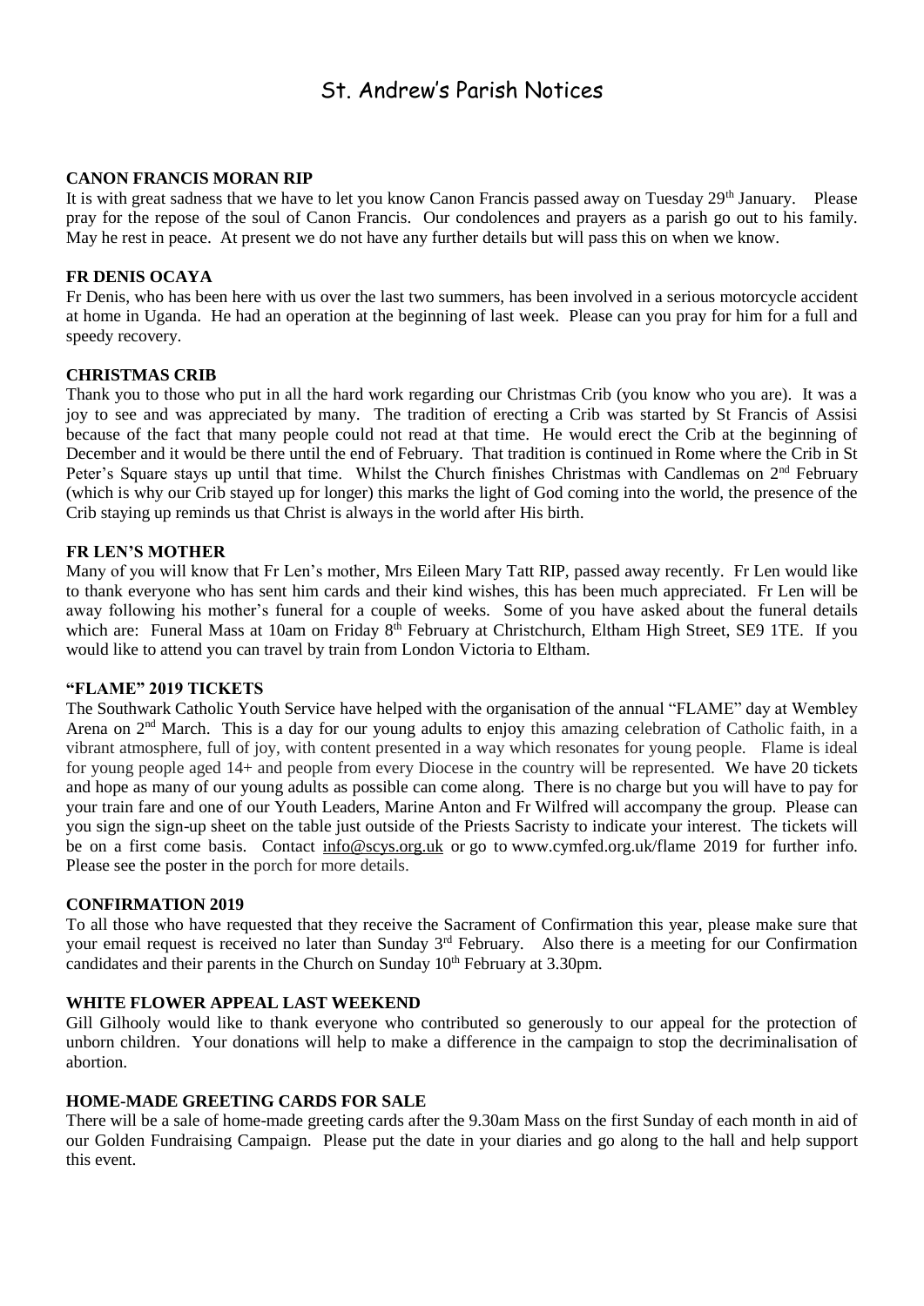# St. Andrew's Parish Notices

**CANON FRANCIS MORAN RIP**

It is with great sadness that we have to let you know Canon Francis passed away on Tuesday 29th January. Please pray for the repose of the soul of Canon Francis. Our condolences and prayers as a parish go out to his family. May he rest in peace. At present we do not have any further details but will pass this on when we know.

**FR DENIS OCAYA**

Fr Denis, who has been here with us over the last two summers, has been involved in a serious motorcycle accident at home in Uganda. He had an operation at the beginning of last week. Please can you pray for him for a full and speedy recovery.

**CHRISTMAS CRIB**

Thank you to those who put in all the hard work regarding our Christmas Crib (you know who you are). It was a joy to see and was appreciated by many. The tradition of erecting a Crib was started by St Francis of Assisi because of the fact that many people could not read at that time. He would erect the Crib at the beginning of December and it would be there until the end of February. That tradition is continued in Rome where the Crib in St Peter's Square stays up until that time. Whilst the Church finishes Christmas with Candlemas on 2nd February (which is why our Crib stayed up for longer) this marks the light of God coming into the world, the presence of the Crib staying up reminds us that Christ is always in the world after His birth.

**FR LEN'S MOTHER**

Many of you will know that Fr Len's mother, Mrs Eileen Mary Tatt RIP, passed away recently. Fr Len would like to thank everyone who has sent him cards and their kind wishes, this has been much appreciated. Fr Len will be away following his mother's funeral for a couple of weeks. Some of you have asked about the funeral details which are: Funeral Mass at 10am on Friday 8th February at Christchurch, Eltham High Street, SE9 1TE. If you would like to attend you can travel by train from London Victoria to Eltham.

**"FLAME" 2019 TICKETS**

The Southwark Catholic Youth Service have helped with the organisation of the annual "FLAME" day at Wembley Arena on 2nd March. This is a day for our young adults to enjoy this amazing celebration of Catholic faith, in a vibrant atmosphere, full of joy, with content presented in a way which resonates for young people. Flame is ideal for young people aged 14+ and people from every Diocese in the country will be represented. We have 20 tickets and hope as many of our young adults as possible can come along. There is no charge but you will have to pay for your train fare and one of our Youth Leaders, Marine Anton and Fr Wilfred will accompany the group. Please can you sign the sign-up sheet on the table just outside of the Priests Sacristy to indicate your interest. The tickets will be on a first come basis. Contact info@scys.org.uk or go to www.cymfed.org.uk/flame 2019 for further info. Please see the poster in the porch for more details.

**CONFIRMATION 2019**

To all those who have requested that they receive the Sacrament of Confirmation this year, please make sure that your email request is received no later than Sunday 3rd February. Also there is a meeting for our Confirmation candidates and their parents in the Church on Sunday 10th February at 3.30pm.

**WHITE FLOWER APPEAL LAST WEEKEND**

Gill Gilhooly would like to thank everyone who contributed so generously to our appeal for the protection of unborn children. Your donations will help to make a difference in the campaign to stop the decriminalisation of abortion.

**HOME-MADE GREETING CARDS FOR SALE**

There will be a sale of home-made greeting cards after the 9.30am Mass on the first Sunday of each month in aid of our Golden Fundraising Campaign. Please put the date in your diaries and go along to the hall and help support this event.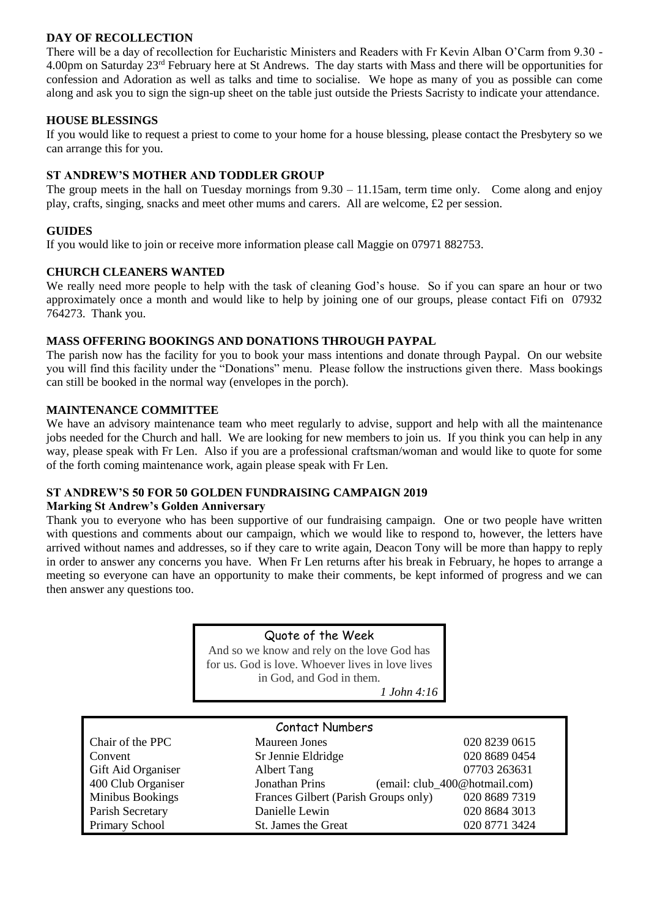## DAY OF RECOLLECTION

There will be a day of recollection for Eucharistic Ministers and Readers with Fr Kevin Alban O'Carm from 9.30 - 4.00pm on Saturday 23rd February here at St Andrews. The day starts with Mass and there will be opportunities for confession and Adoration as well as talks and time to socialise. We hope as many of you as possible can come along and ask you to sign the sign-up sheet on the table just outside the Priests Sacristy to indicate your attendance.

## HOUSE BLESSINGS

If you would like to request a priest to come to your home for a house blessing, please contact the Presbytery so we can arrange this for you.

## ST ANDREW'S MOTHER AND TODDLER GROUP

The group meets in the hall on Tuesday mornings from 9.30 – 11.15am, term time only. Come along and enjoy play, crafts, singing, snacks and meet other mums and carers. All are welcome, £2 per session.

## GUIDES

If you would like to join or receive more information please call Maggie on 07971 882753.

## CHURCH CLEANERS WANTED

We really need more people to help with the task of cleaning God's house. So if you can spare an hour or two approximately once a month and would like to help by joining one of our groups, please contact Fifi on 07932 764273. Thank you.

## MASS OFFERING BOOKINGS AND DONATIONS THROUGH PAYPAL

The parish now has the facility for you to book your mass intentions and donate through Paypal. On our website you will find this facility under the "Donations" menu. Please follow the instructions given there. Mass bookings can still be booked in the normal way (envelopes in the porch).

## MAINTENANCE COMMITTEE

We have an advisory maintenance team who meet regularly to advise, support and help with all the maintenance jobs needed for the Church and hall. We are looking for new members to join us. If you think you can help in any way, please speak with Fr Len. Also if you are a professional craftsman/woman and would like to quote for some of the forth coming maintenance work, again please speak with Fr Len.

## ST ANDREW'S 50 FOR 50 GOLDEN FUNDRAISING CAMPAIGN 2019

**Marking St Andrew's Golden Anniversary**

Thank you to everyone who has been supportive of our fundraising campaign. One or two people have written with questions and comments about our campaign, which we would like to respond to, however, the letters have arrived without names and addresses, so if they care to write again, Deacon Tony will be more than happy to reply in order to answer any concerns you have. When Fr Len returns after his break in February, he hopes to arrange a meeting so everyone can have an opportunity to make their comments, be kept informed of progress and we can then answer any questions too.

### Quote of the Week

And so we know and rely on the love God has for us. God is love. Whoever lives in love lives in God, and God in them.

*1 John 4:16*

### Contact Numbers

| | | |
|---|---|---|
| Chair of the PPC | Maureen Jones | 020 8239 0615 |
| Convent | Sr Jennie Eldridge | 020 8689 0454 |
| Gift Aid Organiser | Albert Tang | 07703 263631 |
| 400 Club Organiser | Jonathan Prins | (email: club_400@hotmail.com) |
| Minibus Bookings | Frances Gilbert (Parish Groups only) | 020 8689 7319 |
| Parish Secretary | Danielle Lewin | 020 8684 3013 |
| Primary School | St. James the Great | 020 8771 3424 |